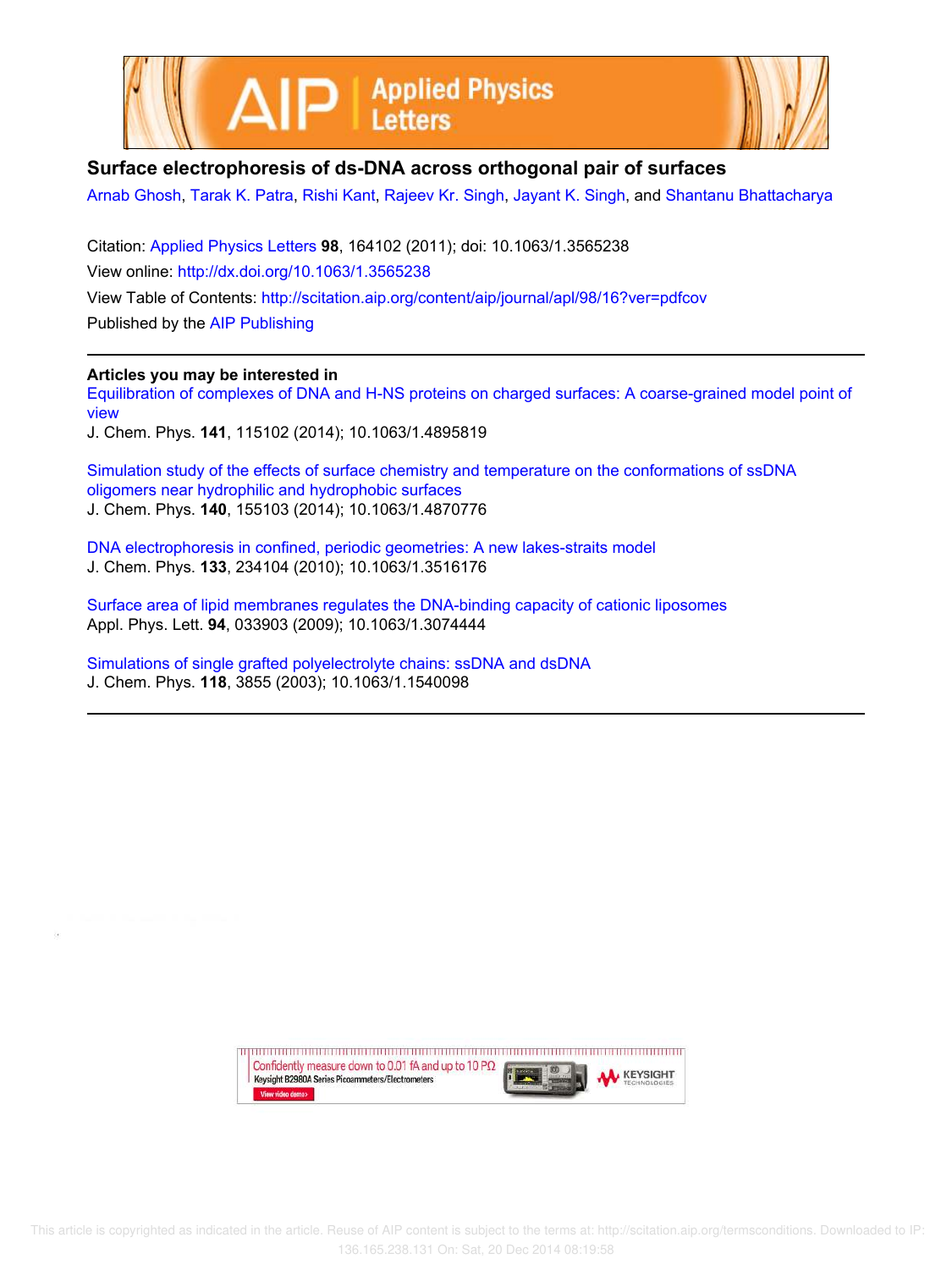# Surface electrophoresis of ds-DNA across orthogonal pair of surfaces

Arnab Ghosh, Tarak K. Patra, Rishi Kant, Rajeev Kr. Singh, Jayant K. Singh, and Shantanu Bhattacharya

Citation: Applied Physics Letters **98**, 164102 (2011); doi: 10.1063/1.3565238
View online: http://dx.doi.org/10.1063/1.3565238
View Table of Contents: http://scitation.aip.org/content/aip/journal/apl/98/16?ver=pdfcov
Published by the AIP Publishing

---

**Articles you may be interested in**

Equilibration of complexes of DNA and H-NS proteins on charged surfaces: A coarse-grained model point of view
J. Chem. Phys. **141**, 115102 (2014); 10.1063/1.4895819

Simulation study of the effects of surface chemistry and temperature on the conformations of ssDNA oligomers near hydrophilic and hydrophobic surfaces
J. Chem. Phys. **140**, 155103 (2014); 10.1063/1.4870776

DNA electrophoresis in confined, periodic geometries: A new lakes-straits model
J. Chem. Phys. **133**, 234104 (2010); 10.1063/1.3516176

Surface area of lipid membranes regulates the DNA-binding capacity of cationic liposomes
Appl. Phys. Lett. **94**, 033903 (2009); 10.1063/1.3074444

Simulations of single grafted polyelectrolyte chains: ssDNA and dsDNA
J. Chem. Phys. **118**, 3855 (2003); 10.1063/1.1540098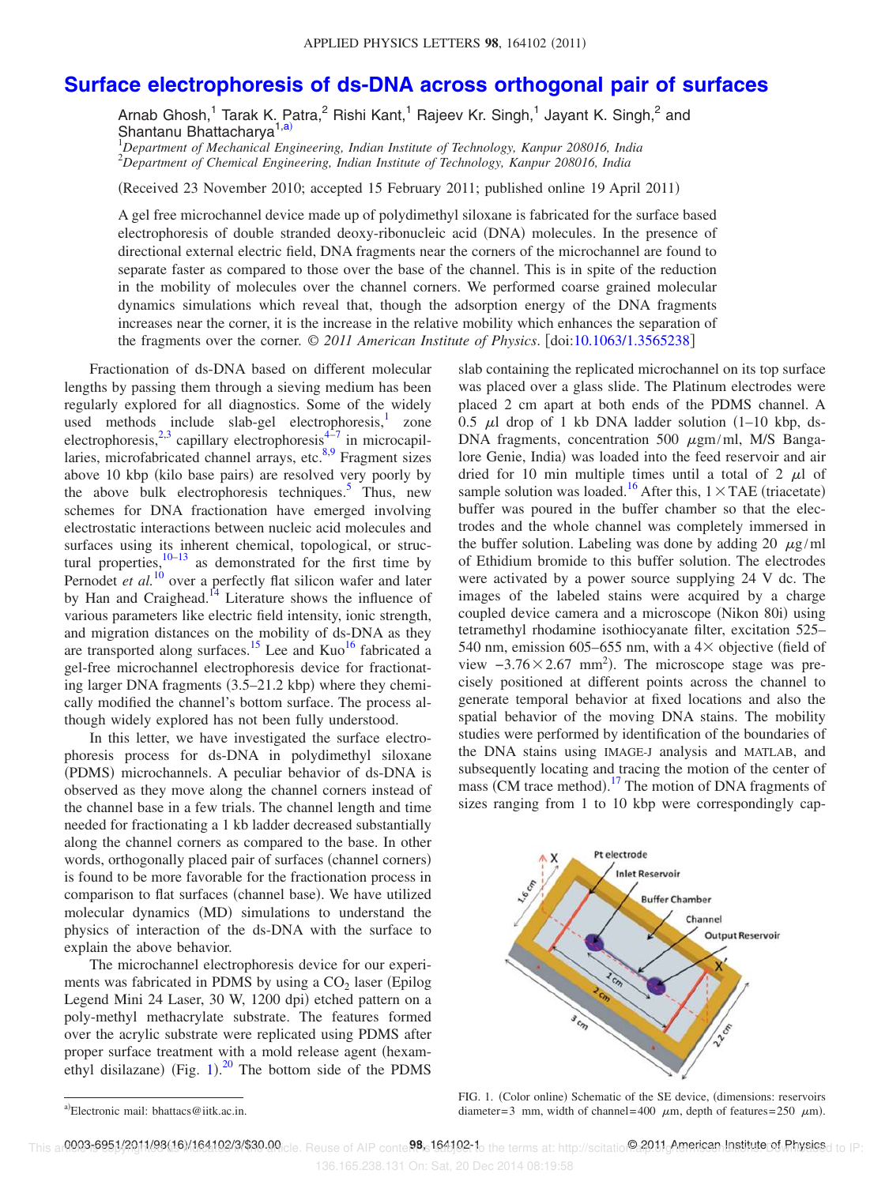# Surface electrophoresis of ds-DNA across orthogonal pair of surfaces

Arnab Ghosh,[1] Tarak K. Patra,[2] Rishi Kant,[1] Rajeev Kr. Singh,[1] Jayant K. Singh,[2] and Shantanu Bhattacharya[1,a)]

[1]*Department of Mechanical Engineering, Indian Institute of Technology, Kanpur 208016, India*
[2]*Department of Chemical Engineering, Indian Institute of Technology, Kanpur 208016, India*

(Received 23 November 2010; accepted 15 February 2011; published online 19 April 2011)

A gel free microchannel device made up of polydimethyl siloxane is fabricated for the surface based electrophoresis of double stranded deoxy-ribonucleic acid (DNA) molecules. In the presence of directional external electric field, DNA fragments near the corners of the microchannel are found to separate faster as compared to those over the base of the channel. This is in spite of the reduction in the mobility of molecules over the channel corners. We performed coarse grained molecular dynamics simulations which reveal that, though the adsorption energy of the DNA fragments increases near the corner, it is the increase in the relative mobility which enhances the separation of the fragments over the corner. *© 2011 American Institute of Physics*. [doi:10.1063/1.3565238]

Fractionation of ds-DNA based on different molecular lengths by passing them through a sieving medium has been regularly explored for all diagnostics. Some of the widely used methods include slab-gel electrophoresis,[1] zone electrophoresis,[2,3] capillary electrophoresis[4–7] in microcapillaries, microfabricated channel arrays, etc.[8,9] Fragment sizes above 10 kbp (kilo base pairs) are resolved very poorly by the above bulk electrophoresis techniques.[5] Thus, new schemes for DNA fractionation have emerged involving electrostatic interactions between nucleic acid molecules and surfaces using its inherent chemical, topological, or structural properties,[10–13] as demonstrated for the first time by Pernodet *et al.*[10] over a perfectly flat silicon wafer and later by Han and Craighead.[14] Literature shows the influence of various parameters like electric field intensity, ionic strength, and migration distances on the mobility of ds-DNA as they are transported along surfaces.[15] Lee and Kuo[16] fabricated a gel-free microchannel electrophoresis device for fractionating larger DNA fragments (3.5–21.2 kbp) where they chemically modified the channel's bottom surface. The process although widely explored has not been fully understood.

In this letter, we have investigated the surface electrophoresis process for ds-DNA in polydimethyl siloxane (PDMS) microchannels. A peculiar behavior of ds-DNA is observed as they move along the channel corners instead of the channel base in a few trials. The channel length and time needed for fractionating a 1 kb ladder decreased substantially along the channel corners as compared to the base. In other words, orthogonally placed pair of surfaces (channel corners) is found to be more favorable for the fractionation process in comparison to flat surfaces (channel base). We have utilized molecular dynamics (MD) simulations to understand the physics of interaction of the ds-DNA with the surface to explain the above behavior.

The microchannel electrophoresis device for our experiments was fabricated in PDMS by using a $CO_2$ laser (Epilog Legend Mini 24 Laser, 30 W, 1200 dpi) etched pattern on a poly-methyl methacrylate substrate. The features formed over the acrylic substrate were replicated using PDMS after proper surface treatment with a mold release agent (hexamethyl disilazane) (Fig. 1).[20] The bottom side of the PDMS slab containing the replicated microchannel on its top surface was placed over a glass slide. The Platinum electrodes were placed 2 cm apart at both ends of the PDMS channel. A 0.5 $\mu$l drop of 1 kb DNA ladder solution (1–10 kbp, ds-DNA fragments, concentration 500 $\mu$gm/ml, M/S Bangalore Genie, India) was loaded into the feed reservoir and air dried for 10 min multiple times until a total of 2 $\mu$l of sample solution was loaded.[16] After this, $1\times$TAE (triacetate) buffer was poured in the buffer chamber so that the electrodes and the whole channel was completely immersed in the buffer solution. Labeling was done by adding 20 $\mu$g/ml of Ethidium bromide to this buffer solution. The electrodes were activated by a power source supplying 24 V dc. The images of the labeled stains were acquired by a charge coupled device camera and a microscope (Nikon 80i) using tetramethyl rhodamine isothiocyanate filter, excitation 525–540 nm, emission 605–655 nm, with a $4\times$ objective (field of view $-3.76\times 2.67$ mm$^2$). The microscope stage was precisely positioned at different points across the channel to generate temporal behavior at fixed locations and also the spatial behavior of the moving DNA stains. The mobility studies were performed by identification of the boundaries of the DNA stains using IMAGE-J analysis and MATLAB, and subsequently locating and tracing the motion of the center of mass (CM trace method).[17] The motion of DNA fragments of sizes ranging from 1 to 10 kbp were correspondingly cap-

FIG. 1. (Color online) Schematic of the SE device, (dimensions: reservoirs diameter=3 mm, width of channel=400 $\mu$m, depth of features=250 $\mu$m).

a)Electronic mail: bhattacs@iitk.ac.in.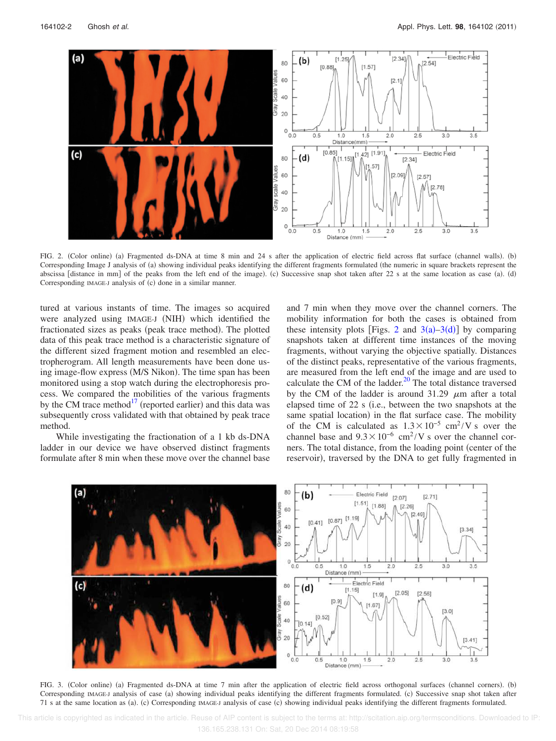FIG. 2. (Color online) (a) Fragmented ds-DNA at time 8 min and 24 s after the application of electric field across flat surface (channel walls). (b) Corresponding Image J analysis of (a) showing individual peaks identifying the different fragments formulated (the numeric in square brackets represent the abscissa [distance in mm] of the peaks from the left end of the image). (c) Successive snap shot taken after 22 s at the same location as case (a). (d) Corresponding IMAGE-J analysis of (c) done in a similar manner.

tured at various instants of time. The images so acquired were analyzed using IMAGE-J (NIH) which identified the fractionated sizes as peaks (peak trace method). The plotted data of this peak trace method is a characteristic signature of the different sized fragment motion and resembled an electropherogram. All length measurements have been done using image-flow express (M/S Nikon). The time span has been monitored using a stop watch during the electrophoresis process. We compared the mobilities of the various fragments by the CM trace method[17] (reported earlier) and this data was subsequently cross validated with that obtained by peak trace method.

While investigating the fractionation of a 1 kb ds-DNA ladder in our device we have observed distinct fragments formulate after 8 min when these move over the channel base and 7 min when they move over the channel corners. The mobility information for both the cases is obtained from these intensity plots [Figs. 2 and 3(a)–3(d)] by comparing snapshots taken at different time instances of the moving fragments, without varying the objective spatially. Distances of the distinct peaks, representative of the various fragments, are measured from the left end of the image and are used to calculate the CM of the ladder.[20] The total distance traversed by the CM of the ladder is around 31.29 $\mu$m after a total elapsed time of 22 s (i.e., between the two snapshots at the same spatial location) in the flat surface case. The mobility of the CM is calculated as $1.3\times10^{-5}$ cm$^2$/V s over the channel base and $9.3\times10^{-6}$ cm$^2$/V s over the channel corners. The total distance, from the loading point (center of the reservoir), traversed by the DNA to get fully fragmented in

FIG. 3. (Color online) (a) Fragmented ds-DNA at time 7 min after the application of electric field across orthogonal surfaces (channel corners). (b) Corresponding IMAGE-J analysis of case (a) showing individual peaks identifying the different fragments formulated. (c) Successive snap shot taken after 71 s at the same location as (a). (c) Corresponding IMAGE-J analysis of case (c) showing individual peaks identifying the different fragments formulated.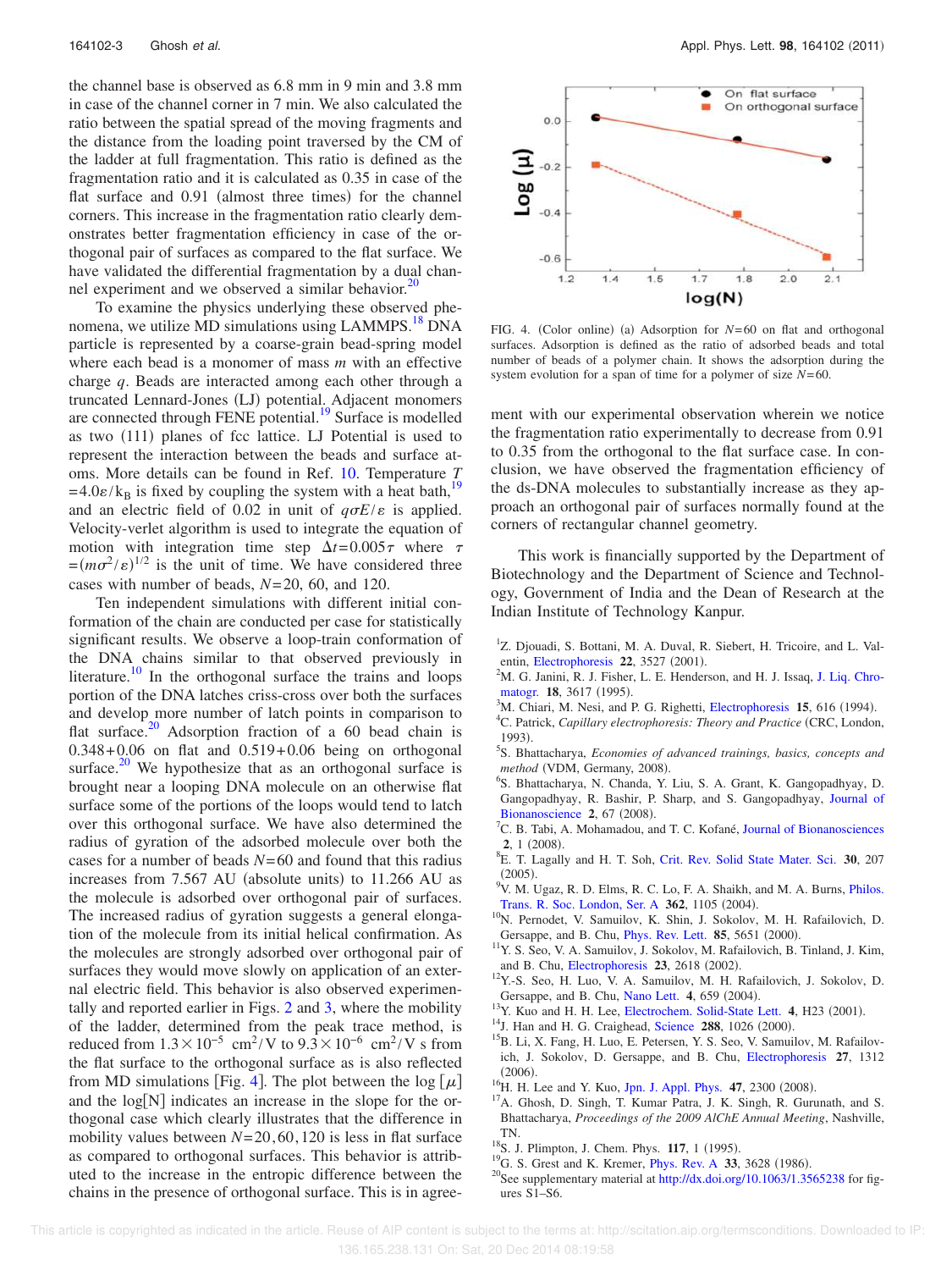the channel base is observed as 6.8 mm in 9 min and 3.8 mm in case of the channel corner in 7 min. We also calculated the ratio between the spatial spread of the moving fragments and the distance from the loading point traversed by the CM of the ladder at full fragmentation. This ratio is defined as the fragmentation ratio and it is calculated as 0.35 in case of the flat surface and 0.91 (almost three times) for the channel corners. This increase in the fragmentation ratio clearly demonstrates better fragmentation efficiency in case of the orthogonal pair of surfaces as compared to the flat surface. We have validated the differential fragmentation by a dual channel experiment and we observed a similar behavior.[20]

To examine the physics underlying these observed phenomena, we utilize MD simulations using LAMMPS.[18] DNA particle is represented by a coarse-grain bead-spring model where each bead is a monomer of mass $m$ with an effective charge $q$. Beads are interacted among each other through a truncated Lennard-Jones (LJ) potential. Adjacent monomers are connected through FENE potential.[19] Surface is modelled as two (111) planes of fcc lattice. LJ Potential is used to represent the interaction between the beads and surface atoms. More details can be found in Ref. 10. Temperature $T = 4.0\varepsilon/k_B$ is fixed by coupling the system with a heat bath,[19] and an electric field of 0.02 in unit of $q\sigma E/\varepsilon$ is applied. Velocity-verlet algorithm is used to integrate the equation of motion with integration time step $\Delta t = 0.005\tau$ where $\tau = (m\sigma^2/\varepsilon)^{1/2}$ is the unit of time. We have considered three cases with number of beads, $N=20$, 60, and 120.

Ten independent simulations with different initial conformation of the chain are conducted per case for statistically significant results. We observe a loop-train conformation of the DNA chains similar to that observed previously in literature.[10] In the orthogonal surface the trains and loops portion of the DNA latches criss-cross over both the surfaces and develop more number of latch points in comparison to flat surface.[20] Adsorption fraction of a 60 bead chain is 0.348+0.06 on flat and 0.519+0.06 being on orthogonal surface.[20] We hypothesize that as an orthogonal surface is brought near a looping DNA molecule on an otherwise flat surface some of the portions of the loops would tend to latch over this orthogonal surface. We have also determined the radius of gyration of the adsorbed molecule over both the cases for a number of beads $N=60$ and found that this radius increases from 7.567 AU (absolute units) to 11.266 AU as the molecule is adsorbed over orthogonal pair of surfaces. The increased radius of gyration suggests a general elongation of the molecule from its initial helical confirmation. As the molecules are strongly adsorbed over orthogonal pair of surfaces they would move slowly on application of an external electric field. This behavior is also observed experimentally and reported earlier in Figs. 2 and 3, where the mobility of the ladder, determined from the peak trace method, is reduced from $1.3\times10^{-5}$ cm$^2$/V to $9.3\times10^{-6}$ cm$^2$/V s from the flat surface to the orthogonal surface as is also reflected from MD simulations [Fig. 4]. The plot between the log $[\mu]$ and the log[N] indicates an increase in the slope for the orthogonal case which clearly illustrates that the difference in mobility values between $N=20,60,120$ is less in flat surface as compared to orthogonal surfaces. This behavior is attributed to the increase in the entropic difference between the chains in the presence of orthogonal surface. This is in agreement with our experimental observation wherein we notice the fragmentation ratio experimentally to decrease from 0.91 to 0.35 from the orthogonal to the flat surface case. In conclusion, we have observed the fragmentation efficiency of the ds-DNA molecules to substantially increase as they approach an orthogonal pair of surfaces normally found at the corners of rectangular channel geometry.

On flat surface
On orthogonal surface
0.0
-0.2
-0.4
-0.6
Log (μ)
1.2 1.4 1.5 1.7 1.8 2.0 2.1
log(N)

FIG. 4. (Color online) (a) Adsorption for $N=60$ on flat and orthogonal surfaces. Adsorption is defined as the ratio of adsorbed beads and total number of beads of a polymer chain. It shows the adsorption during the system evolution for a span of time for a polymer of size $N=60$.

This work is financially supported by the Department of Biotechnology and the Department of Science and Technology, Government of India and the Dean of Research at the Indian Institute of Technology Kanpur.

[1] Z. Djouadi, S. Bottani, M. A. Duval, R. Siebert, H. Tricoire, and L. Valentin, Electrophoresis **22**, 3527 (2001).
[2] M. G. Janini, R. J. Fisher, L. E. Henderson, and H. J. Issaq, J. Liq. Chromatogr. **18**, 3617 (1995).
[3] M. Chiari, M. Nesi, and P. G. Righetti, Electrophoresis **15**, 616 (1994).
[4] C. Patrick, *Capillary electrophoresis: Theory and Practice* (CRC, London, 1993).
[5] S. Bhattacharya, *Economies of advanced trainings, basics, concepts and method* (VDM, Germany, 2008).
[6] S. Bhattacharya, N. Chanda, Y. Liu, S. A. Grant, K. Gangopadhyay, D. Gangopadhyay, R. Bashir, P. Sharp, and S. Gangopadhyay, Journal of Bionanoscience **2**, 67 (2008).
[7] C. B. Tabi, A. Mohamadou, and T. C. Kofané, Journal of Bionanosciences **2**, 1 (2008).
[8] E. T. Lagally and H. T. Soh, Crit. Rev. Solid State Mater. Sci. **30**, 207 (2005).
[9] V. M. Ugaz, R. D. Elms, R. C. Lo, F. A. Shaikh, and M. A. Burns, Philos. Trans. R. Soc. London, Ser. A **362**, 1105 (2004).
[10] N. Pernodet, V. Samuilov, K. Shin, J. Sokolov, M. H. Rafailovich, D. Gersappe, and B. Chu, Phys. Rev. Lett. **85**, 5651 (2000).
[11] Y. S. Seo, V. A. Samuilov, J. Sokolov, M. Rafailovich, B. Tinland, J. Kim, and B. Chu, Electrophoresis **23**, 2618 (2002).
[12] Y.-S. Seo, H. Luo, V. A. Samuilov, M. H. Rafailovich, J. Sokolov, D. Gersappe, and B. Chu, Nano Lett. **4**, 659 (2004).
[13] Y. Kuo and H. H. Lee, Electrochem. Solid-State Lett. **4**, H23 (2001).
[14] J. Han and H. G. Craighead, Science **288**, 1026 (2000).
[15] B. Li, X. Fang, H. Luo, E. Petersen, Y. S. Seo, V. Samuilov, M. Rafailovich, J. Sokolov, D. Gersappe, and B. Chu, Electrophoresis **27**, 1312 (2006).
[16] H. H. Lee and Y. Kuo, Jpn. J. Appl. Phys. **47**, 2300 (2008).
[17] A. Ghosh, D. Singh, T. Kumar Patra, J. K. Singh, R. Gurunath, and S. Bhattacharya, *Proceedings of the 2009 AIChE Annual Meeting*, Nashville, TN.
[18] S. J. Plimpton, J. Chem. Phys. **117**, 1 (1995).
[19] G. S. Grest and K. Kremer, Phys. Rev. A **33**, 3628 (1986).
[20] See supplementary material at http://dx.doi.org/10.1063/1.3565238 for figures S1–S6.